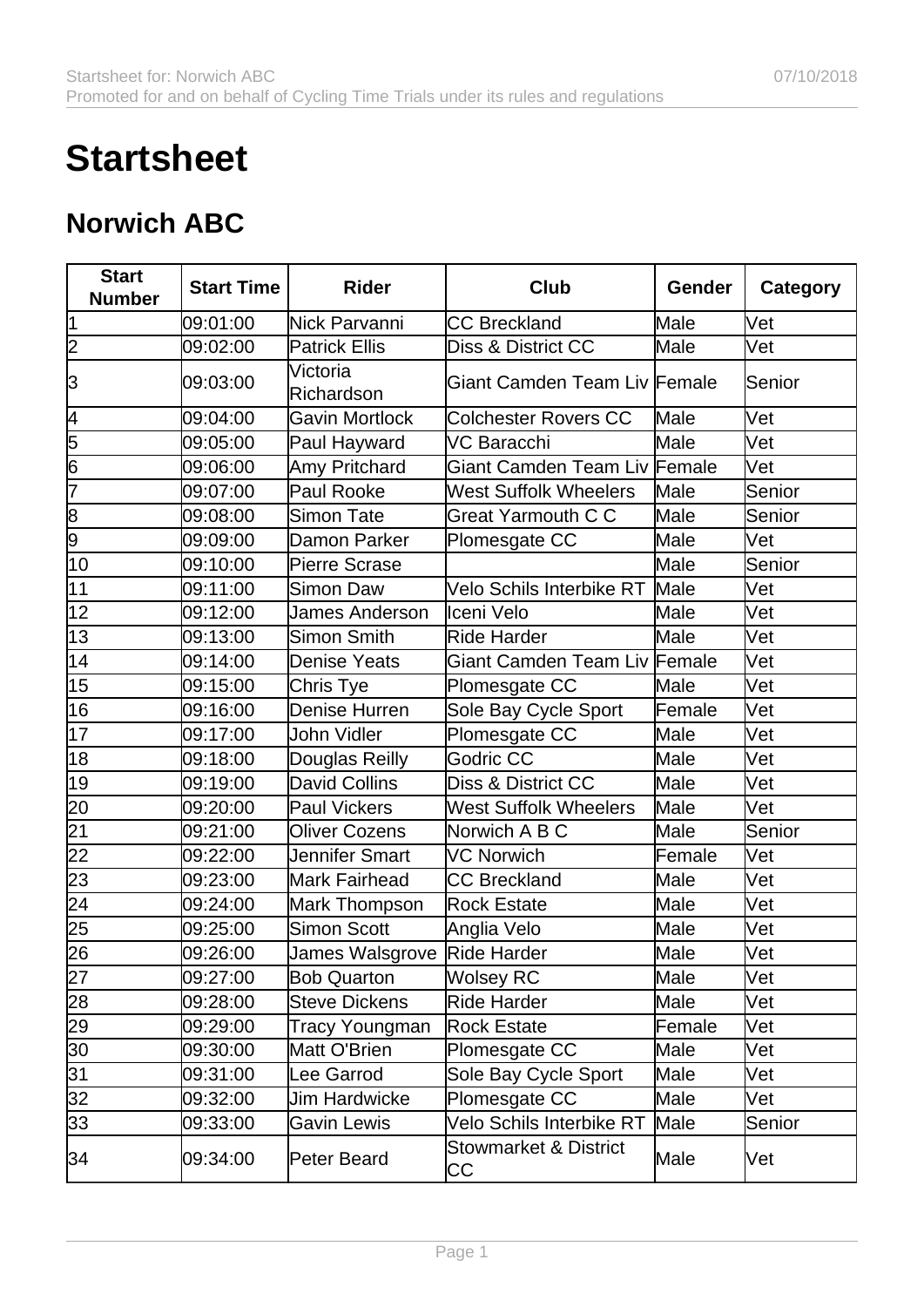# Startsheet

## Norwich ABC

| Start Number | Start Time | Rider | Club | Gender | Category |
|---|---|---|---|---|---|
| 1 | 09:01:00 | Nick Parvanni | CC Breckland | Male | Vet |
| 2 | 09:02:00 | Patrick Ellis | Diss & District CC | Male | Vet |
| 3 | 09:03:00 | Victoria Richardson | Giant Camden Team Liv | Female | Senior |
| 4 | 09:04:00 | Gavin Mortlock | Colchester Rovers CC | Male | Vet |
| 5 | 09:05:00 | Paul Hayward | VC Baracchi | Male | Vet |
| 6 | 09:06:00 | Amy Pritchard | Giant Camden Team Liv | Female | Vet |
| 7 | 09:07:00 | Paul Rooke | West Suffolk Wheelers | Male | Senior |
| 8 | 09:08:00 | Simon Tate | Great Yarmouth C C | Male | Senior |
| 9 | 09:09:00 | Damon Parker | Plomesgate CC | Male | Vet |
| 10 | 09:10:00 | Pierre Scrase | | Male | Senior |
| 11 | 09:11:00 | Simon Daw | Velo Schils Interbike RT | Male | Vet |
| 12 | 09:12:00 | James Anderson | Iceni Velo | Male | Vet |
| 13 | 09:13:00 | Simon Smith | Ride Harder | Male | Vet |
| 14 | 09:14:00 | Denise Yeats | Giant Camden Team Liv | Female | Vet |
| 15 | 09:15:00 | Chris Tye | Plomesgate CC | Male | Vet |
| 16 | 09:16:00 | Denise Hurren | Sole Bay Cycle Sport | Female | Vet |
| 17 | 09:17:00 | John Vidler | Plomesgate CC | Male | Vet |
| 18 | 09:18:00 | Douglas Reilly | Godric CC | Male | Vet |
| 19 | 09:19:00 | David Collins | Diss & District CC | Male | Vet |
| 20 | 09:20:00 | Paul Vickers | West Suffolk Wheelers | Male | Vet |
| 21 | 09:21:00 | Oliver Cozens | Norwich A B C | Male | Senior |
| 22 | 09:22:00 | Jennifer Smart | VC Norwich | Female | Vet |
| 23 | 09:23:00 | Mark Fairhead | CC Breckland | Male | Vet |
| 24 | 09:24:00 | Mark Thompson | Rock Estate | Male | Vet |
| 25 | 09:25:00 | Simon Scott | Anglia Velo | Male | Vet |
| 26 | 09:26:00 | James Walsgrove | Ride Harder | Male | Vet |
| 27 | 09:27:00 | Bob Quarton | Wolsey RC | Male | Vet |
| 28 | 09:28:00 | Steve Dickens | Ride Harder | Male | Vet |
| 29 | 09:29:00 | Tracy Youngman | Rock Estate | Female | Vet |
| 30 | 09:30:00 | Matt O'Brien | Plomesgate CC | Male | Vet |
| 31 | 09:31:00 | Lee Garrod | Sole Bay Cycle Sport | Male | Vet |
| 32 | 09:32:00 | Jim Hardwicke | Plomesgate CC | Male | Vet |
| 33 | 09:33:00 | Gavin Lewis | Velo Schils Interbike RT | Male | Senior |
| 34 | 09:34:00 | Peter Beard | Stowmarket & District CC | Male | Vet |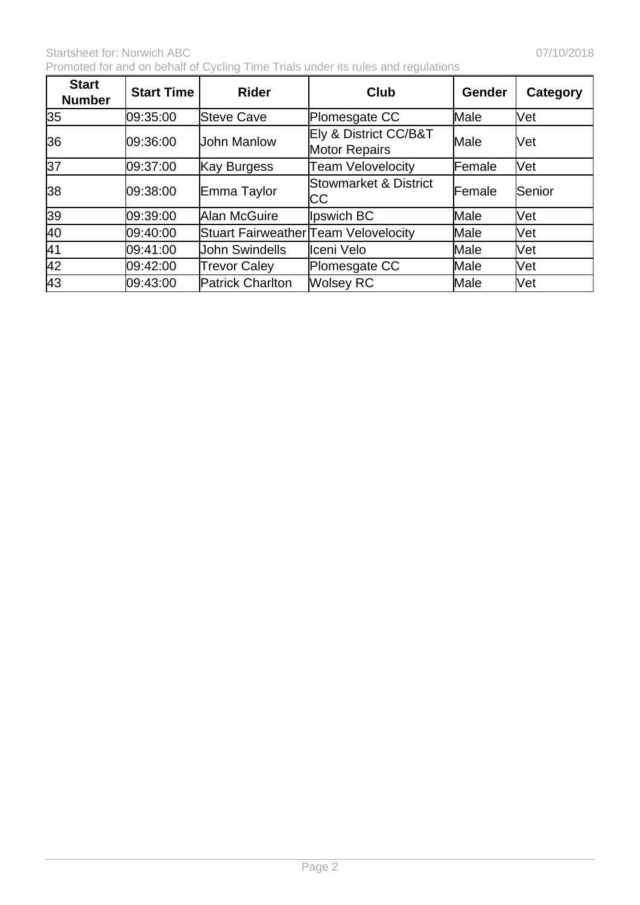| Start Number | Start Time | Rider | Club | Gender | Category |
|---|---|---|---|---|---|
| 35 | 09:35:00 | Steve Cave | Plomesgate CC | Male | Vet |
| 36 | 09:36:00 | John Manlow | Ely & District CC/B&T Motor Repairs | Male | Vet |
| 37 | 09:37:00 | Kay Burgess | Team Velovelocity | Female | Vet |
| 38 | 09:38:00 | Emma Taylor | Stowmarket & District CC | Female | Senior |
| 39 | 09:39:00 | Alan McGuire | Ipswich BC | Male | Vet |
| 40 | 09:40:00 | Stuart Fairweather | Team Velovelocity | Male | Vet |
| 41 | 09:41:00 | John Swindells | Iceni Velo | Male | Vet |
| 42 | 09:42:00 | Trevor Caley | Plomesgate CC | Male | Vet |
| 43 | 09:43:00 | Patrick Charlton | Wolsey RC | Male | Vet |